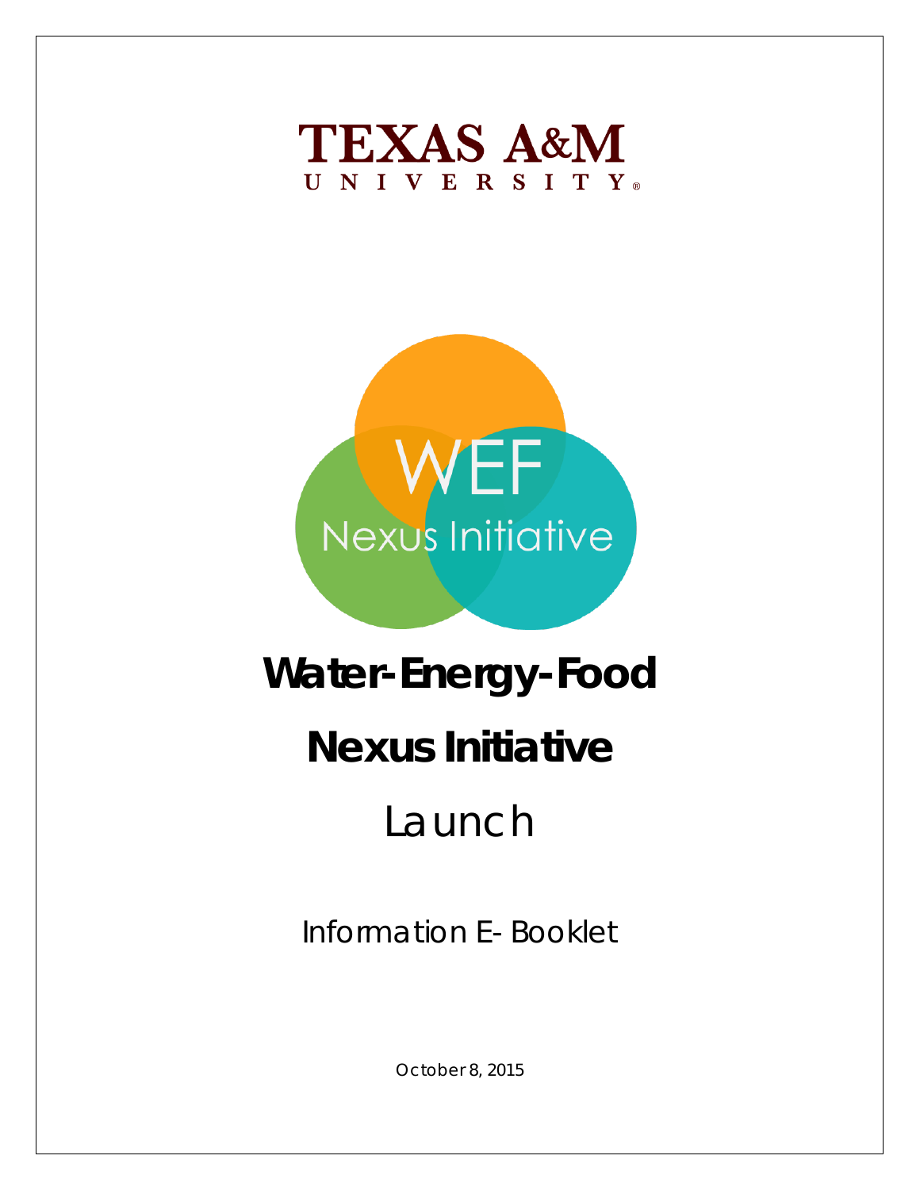TEXAS A&M
UNIVERSITY

WEF
Nexus Initiative

# Water-Energy-Food

# Nexus Initiative

## Launch

Information E-Booklet

October 8, 2015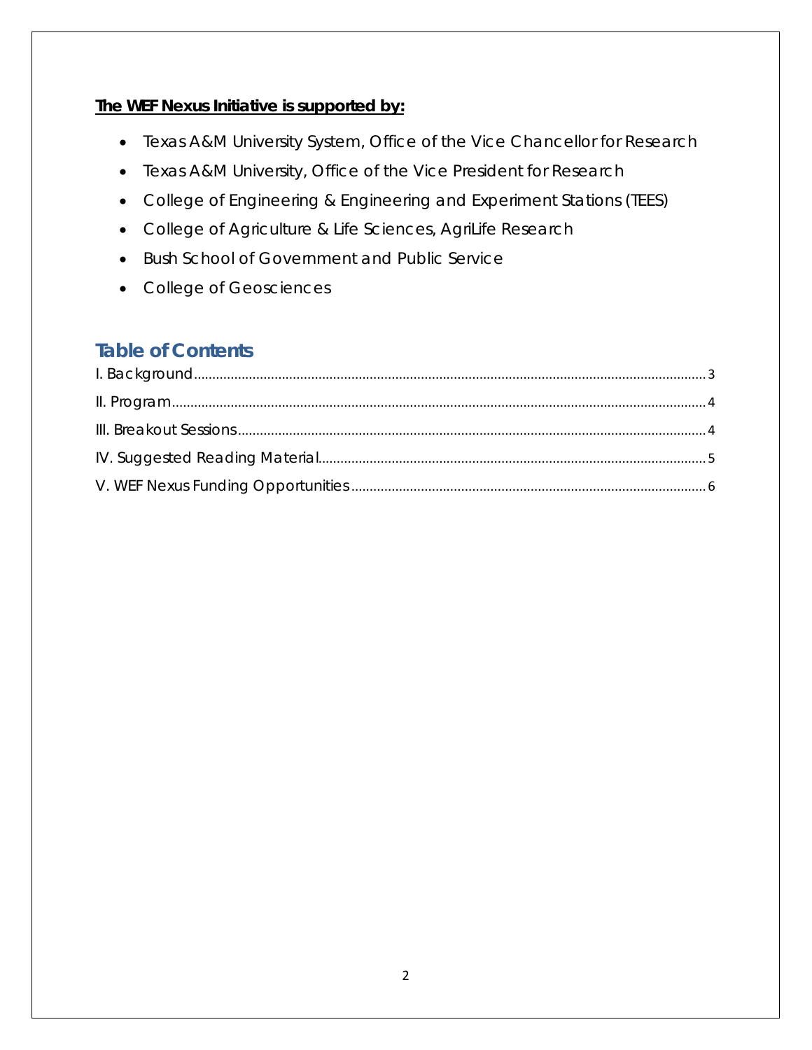**The WEF Nexus Initiative is supported by:**

- Texas A&M University System, Office of the Vice Chancellor for Research
- Texas A&M University, Office of the Vice President for Research
- College of Engineering & Engineering and Experiment Stations (TEES)
- College of Agriculture & Life Sciences, AgriLife Research
- Bush School of Government and Public Service
- College of Geosciences

## Table of Contents

I. Background .......... 3

II. Program .......... 4

III. Breakout Sessions .......... 4

IV. Suggested Reading Material .......... 5

V. WEF Nexus Funding Opportunities .......... 6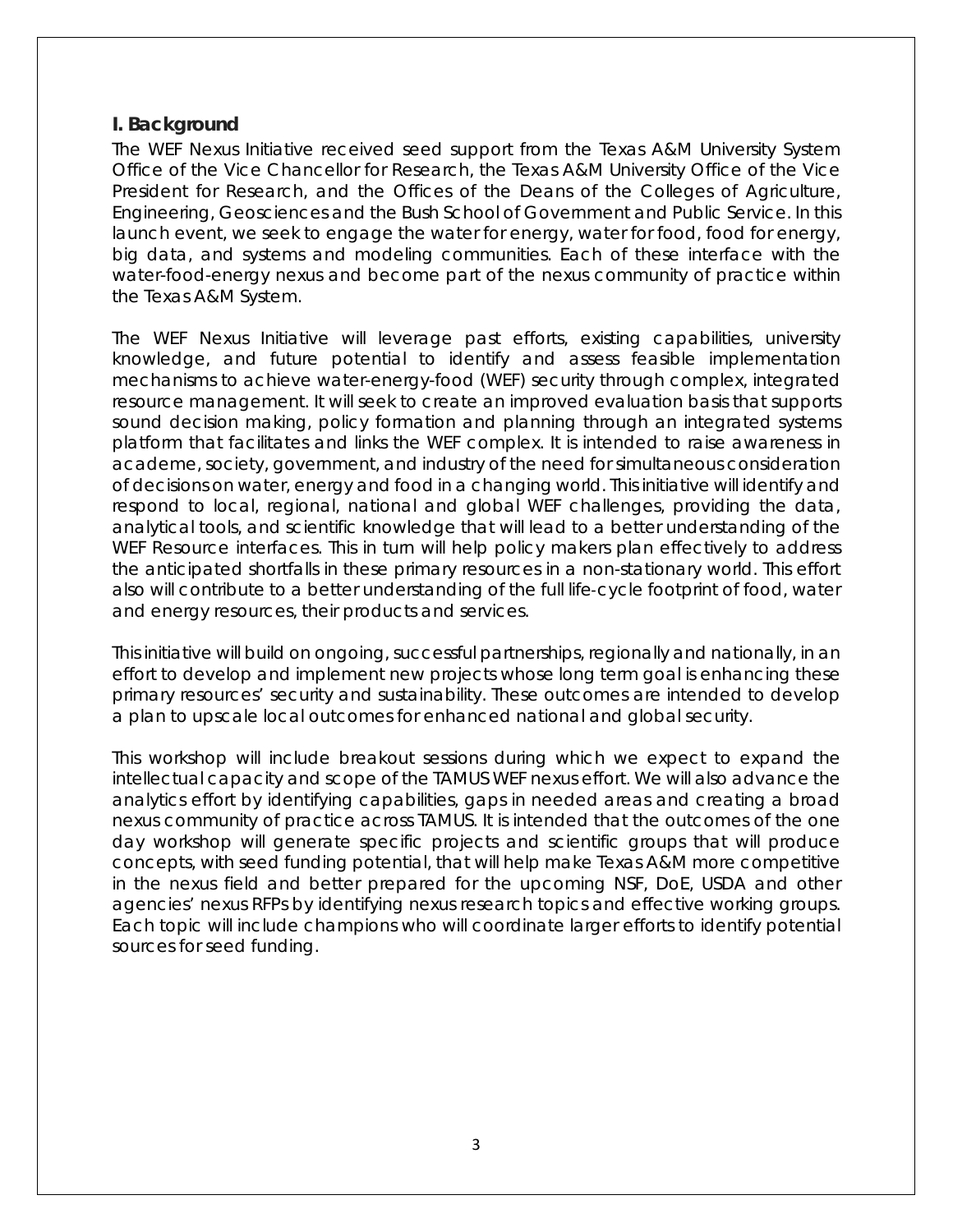## I. Background

The WEF Nexus Initiative received seed support from the Texas A&M University System Office of the Vice Chancellor for Research, the Texas A&M University Office of the Vice President for Research, and the Offices of the Deans of the Colleges of Agriculture, Engineering, Geosciences and the Bush School of Government and Public Service. In this launch event, we seek to engage the water for energy, water for food, food for energy, big data, and systems and modeling communities. Each of these interface with the water-food-energy nexus and become part of the nexus community of practice within the Texas A&M System.

The WEF Nexus Initiative will leverage past efforts, existing capabilities, university knowledge, and future potential to identify and assess feasible implementation mechanisms to achieve water-energy-food (WEF) security through complex, integrated resource management. It will seek to create an improved evaluation basis that supports sound decision making, policy formation and planning through an integrated systems platform that facilitates and links the WEF complex. It is intended to raise awareness in academe, society, government, and industry of the need for simultaneous consideration of decisions on water, energy and food in a changing world. This initiative will identify and respond to local, regional, national and global WEF challenges, providing the data, analytical tools, and scientific knowledge that will lead to a better understanding of the WEF Resource interfaces. This in turn will help policy makers plan effectively to address the anticipated shortfalls in these primary resources in a non-stationary world. This effort also will contribute to a better understanding of the full life-cycle footprint of food, water and energy resources, their products and services.

This initiative will build on ongoing, successful partnerships, regionally and nationally, in an effort to develop and implement new projects whose long term goal is enhancing these primary resources' security and sustainability. These outcomes are intended to develop a plan to upscale local outcomes for enhanced national and global security.

This workshop will include breakout sessions during which we expect to expand the intellectual capacity and scope of the TAMUS WEF nexus effort. We will also advance the analytics effort by identifying capabilities, gaps in needed areas and creating a broad nexus community of practice across TAMUS. It is intended that the outcomes of the one day workshop will generate specific projects and scientific groups that will produce concepts, with seed funding potential, that will help make Texas A&M more competitive in the nexus field and better prepared for the upcoming NSF, DoE, USDA and other agencies' nexus RFPs by identifying nexus research topics and effective working groups. Each topic will include champions who will coordinate larger efforts to identify potential sources for seed funding.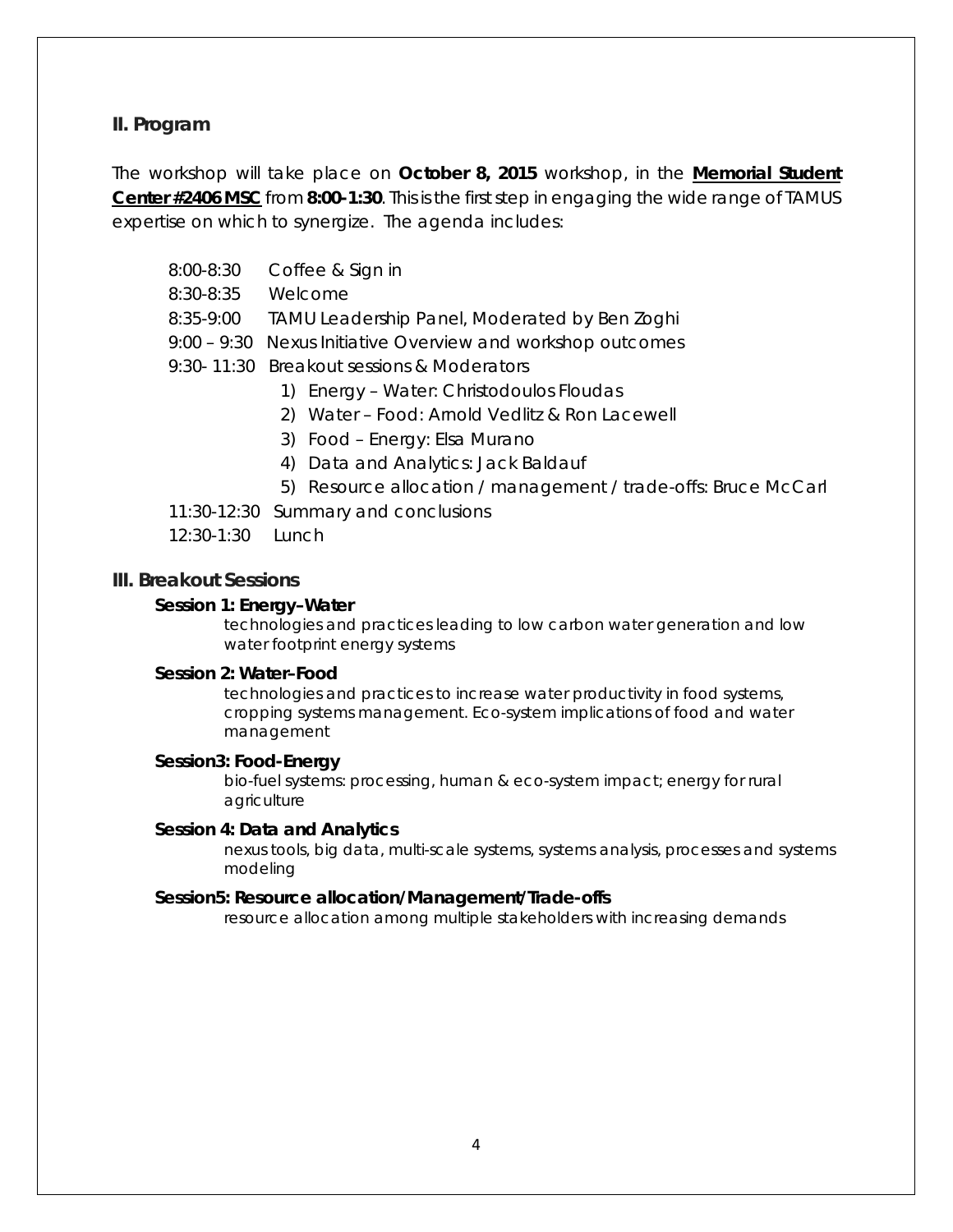## II. Program

The workshop will take place on **October 8, 2015** workshop, in the **Memorial Student Center #2406 MSC** from **8:00-1:30**. This is the first step in engaging the wide range of TAMUS expertise on which to synergize. The agenda includes:

- 8:00-8:30 Coffee & Sign in
- 8:30-8:35 Welcome
- 8:35-9:00 TAMU Leadership Panel, Moderated by Ben Zoghi
- 9:00 – 9:30 Nexus Initiative Overview and workshop outcomes
- 9:30- 11:30 Breakout sessions & Moderators
  1) Energy – Water: Christodoulos Floudas
  2) Water – Food: Arnold Vedlitz & Ron Lacewell
  3) Food – Energy: Elsa Murano
  4) Data and Analytics: Jack Baldauf
  5) Resource allocation / management / trade-offs: Bruce McCarl
- 11:30-12:30 Summary and conclusions
- 12:30-1:30 Lunch

## III. Breakout Sessions

**Session 1: Energy–Water**

technologies and practices leading to low carbon water generation and low water footprint energy systems

**Session 2: Water–Food**

technologies and practices to increase water productivity in food systems, cropping systems management. Eco-system implications of food and water management

**Session3: Food-Energy**

bio-fuel systems: processing, human & eco-system impact; energy for rural agriculture

**Session 4: Data and Analytics**

nexus tools, big data, multi-scale systems, systems analysis, processes and systems modeling

**Session5: Resource allocation/Management/Trade-offs**

resource allocation among multiple stakeholders with increasing demands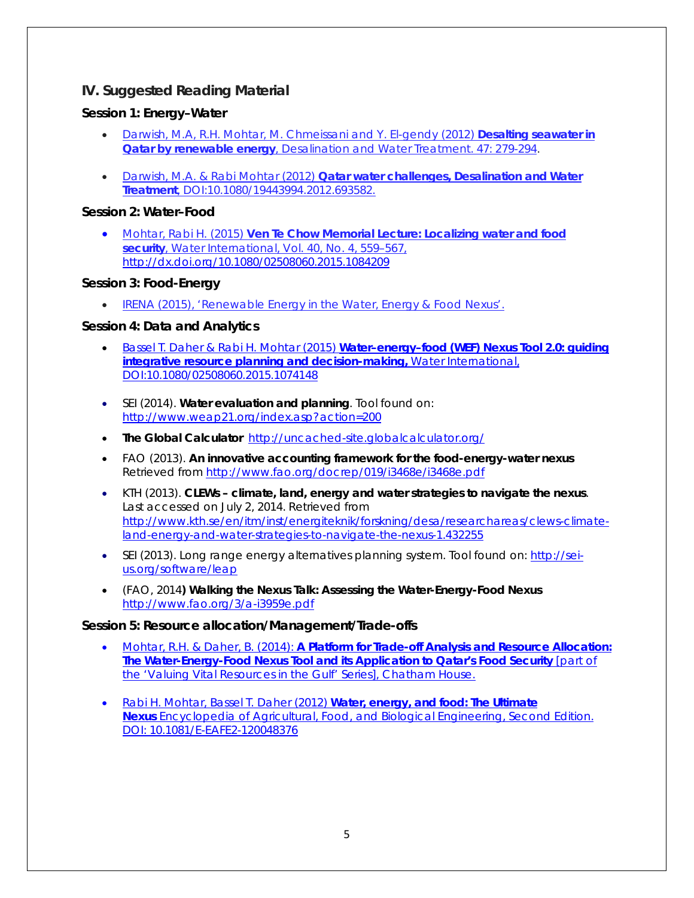## IV. Suggested Reading Material

### Session 1: Energy–Water

- Darwish, M.A, R.H. Mohtar, M. Chmeissani and Y. El-gendy (2012) **Desalting seawater in Qatar by renewable energy**, Desalination and Water Treatment. 47: 279-294.

- Darwish, M.A. & Rabi Mohtar (2012) **Qatar water challenges, Desalination and Water Treatment**, DOI:10.1080/19443994.2012.693582.

### Session 2: Water–Food

- Mohtar, Rabi H. (2015) **Ven Te Chow Memorial Lecture: Localizing water and food security**, Water International, Vol. 40, No. 4, 559–567, http://dx.doi.org/10.1080/02508060.2015.1084209

### Session 3: Food-Energy

- IRENA (2015), 'Renewable Energy in the Water, Energy & Food Nexus'.

### Session 4: Data and Analytics

- Bassel T. Daher & Rabi H. Mohtar (2015) **Water–energy–food (WEF) Nexus Tool 2.0: guiding integrative resource planning and decision-making,** Water International, DOI:10.1080/02508060.2015.1074148

- SEI (2014). **Water evaluation and planning**. Tool found on: http://www.weap21.org/index.asp?action=200
- **The Global Calculator** http://uncached-site.globalcalculator.org/
- FAO (2013). **An innovative accounting framework for the food-energy-water nexus** Retrieved from http://www.fao.org/docrep/019/i3468e/i3468e.pdf
- KTH (2013). **CLEWs – climate, land, energy and water strategies to navigate the nexus**. Last accessed on July 2, 2014. Retrieved from http://www.kth.se/en/itm/inst/energiteknik/forskning/desa/researchareas/clews-climate-land-energy-and-water-strategies-to-navigate-the-nexus-1.432255
- SEI (2013). Long range energy alternatives planning system. Tool found on: http://sei-us.org/software/leap
- (FAO, 2014**) Walking the Nexus Talk: Assessing the Water-Energy-Food Nexus** http://www.fao.org/3/a-i3959e.pdf

### Session 5: Resource allocation/Management/Trade-offs

- Mohtar, R.H. & Daher, B. (2014): **A Platform for Trade-off Analysis and Resource Allocation: The Water-Energy-Food Nexus Tool and its Application to Qatar's Food Security** [part of the 'Valuing Vital Resources in the Gulf' Series], Chatham House.

- Rabi H. Mohtar, Bassel T. Daher (2012) **Water, energy, and food: The Ultimate Nexus** Encyclopedia of Agricultural, Food, and Biological Engineering, Second Edition. DOI: 10.1081/E-EAFE2-120048376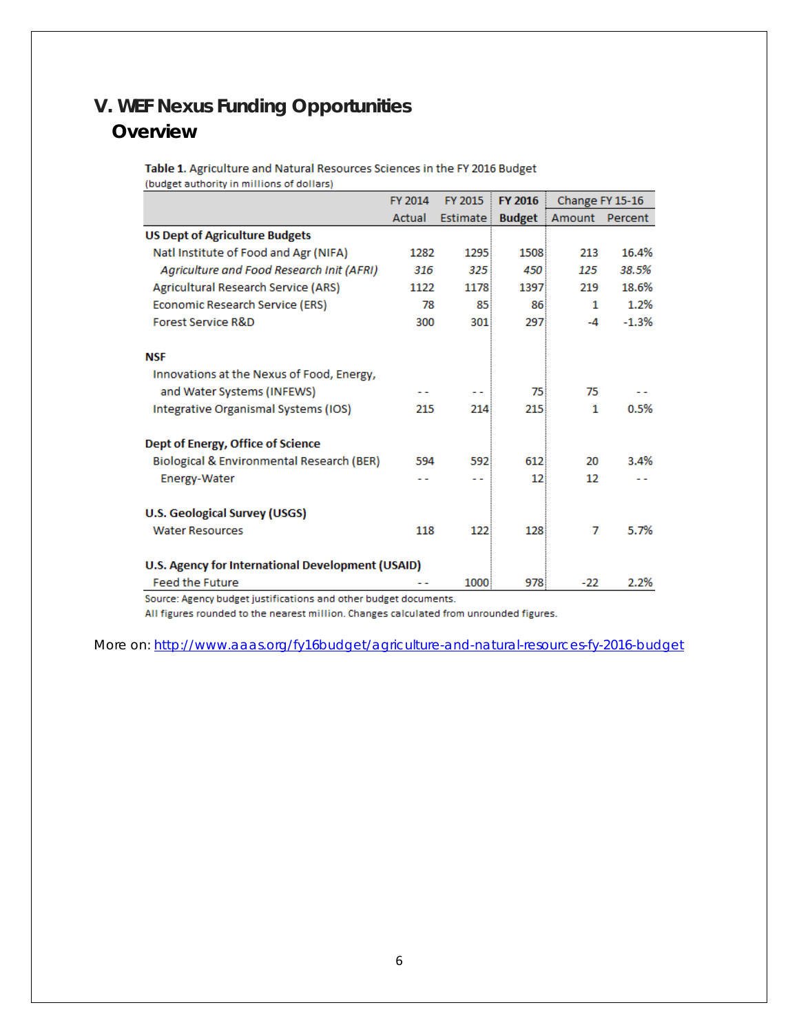## V. WEF Nexus Funding Opportunities

### Overview

**Table 1.** Agriculture and Natural Resources Sciences in the FY 2016 Budget
(budget authority in millions of dollars)

| | FY 2014 Actual | FY 2015 Estimate | FY 2016 Budget | Change FY 15-16 Amount | Change FY 15-16 Percent |
|---|---|---|---|---|---|
| **US Dept of Agriculture Budgets** | | | | | |
| Natl Institute of Food and Agr (NIFA) | 1282 | 1295 | 1508 | 213 | 16.4% |
| *Agriculture and Food Research Init (AFRI)* | *316* | *325* | *450* | *125* | *38.5%* |
| Agricultural Research Service (ARS) | 1122 | 1178 | 1397 | 219 | 18.6% |
| Economic Research Service (ERS) | 78 | 85 | 86 | 1 | 1.2% |
| Forest Service R&D | 300 | 301 | 297 | -4 | -1.3% |
| **NSF** | | | | | |
| Innovations at the Nexus of Food, Energy, and Water Systems (INFEWS) | - - | - - | 75 | 75 | - - |
| Integrative Organismal Systems (IOS) | 215 | 214 | 215 | 1 | 0.5% |
| **Dept of Energy, Office of Science** | | | | | |
| Biological & Environmental Research (BER) | 594 | 592 | 612 | 20 | 3.4% |
| Energy-Water | - - | - - | 12 | 12 | - - |
| **U.S. Geological Survey (USGS)** | | | | | |
| Water Resources | 118 | 122 | 128 | 7 | 5.7% |
| **U.S. Agency for International Development (USAID)** | | | | | |
| Feed the Future | - - | 1000 | 978 | -22 | 2.2% |

Source: Agency budget justifications and other budget documents.
All figures rounded to the nearest million. Changes calculated from unrounded figures.

More on: http://www.aaas.org/fy16budget/agriculture-and-natural-resources-fy-2016-budget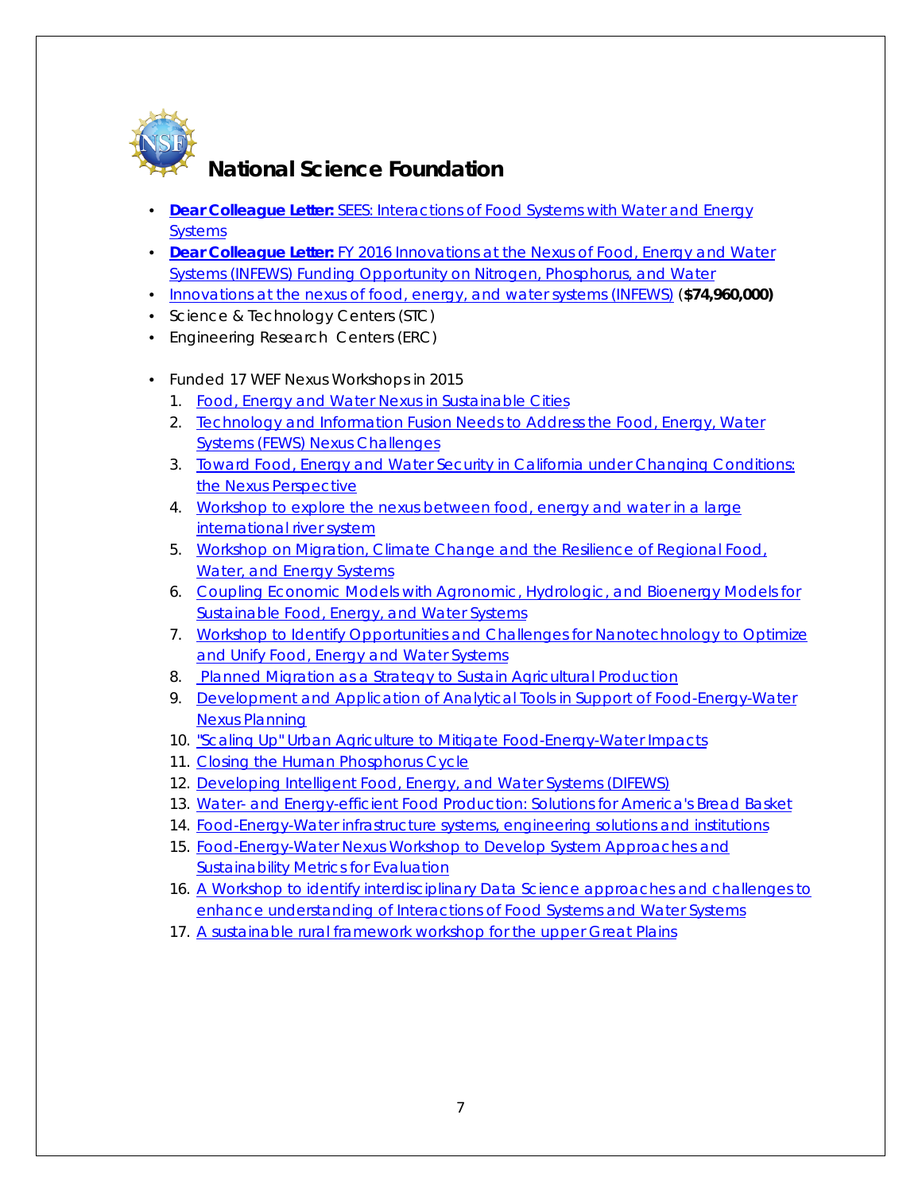# National Science Foundation

- **Dear Colleague Letter:** SEES: Interactions of Food Systems with Water and Energy Systems
- **Dear Colleague Letter:** FY 2016 Innovations at the Nexus of Food, Energy and Water Systems (INFEWS) Funding Opportunity on Nitrogen, Phosphorus, and Water
- Innovations at the nexus of food, energy, and water systems (INFEWS) (**$74,960,000**)
- Science & Technology Centers (STC)
- Engineering Research Centers (ERC)

- Funded 17 WEF Nexus Workshops in 2015
  1. Food, Energy and Water Nexus in Sustainable Cities
  2. Technology and Information Fusion Needs to Address the Food, Energy, Water Systems (FEWS) Nexus Challenges
  3. Toward Food, Energy and Water Security in California under Changing Conditions: the Nexus Perspective
  4. Workshop to explore the nexus between food, energy and water in a large international river system
  5. Workshop on Migration, Climate Change and the Resilience of Regional Food, Water, and Energy Systems
  6. Coupling Economic Models with Agronomic, Hydrologic, and Bioenergy Models for Sustainable Food, Energy, and Water Systems
  7. Workshop to Identify Opportunities and Challenges for Nanotechnology to Optimize and Unify Food, Energy and Water Systems
  8. Planned Migration as a Strategy to Sustain Agricultural Production
  9. Development and Application of Analytical Tools in Support of Food-Energy-Water Nexus Planning
  10. "Scaling Up" Urban Agriculture to Mitigate Food-Energy-Water Impacts
  11. Closing the Human Phosphorus Cycle
  12. Developing Intelligent Food, Energy, and Water Systems (DIFEWS)
  13. Water- and Energy-efficient Food Production: Solutions for America's Bread Basket
  14. Food-Energy-Water infrastructure systems, engineering solutions and institutions
  15. Food-Energy-Water Nexus Workshop to Develop System Approaches and Sustainability Metrics for Evaluation
  16. A Workshop to identify interdisciplinary Data Science approaches and challenges to enhance understanding of Interactions of Food Systems and Water Systems
  17. A sustainable rural framework workshop for the upper Great Plains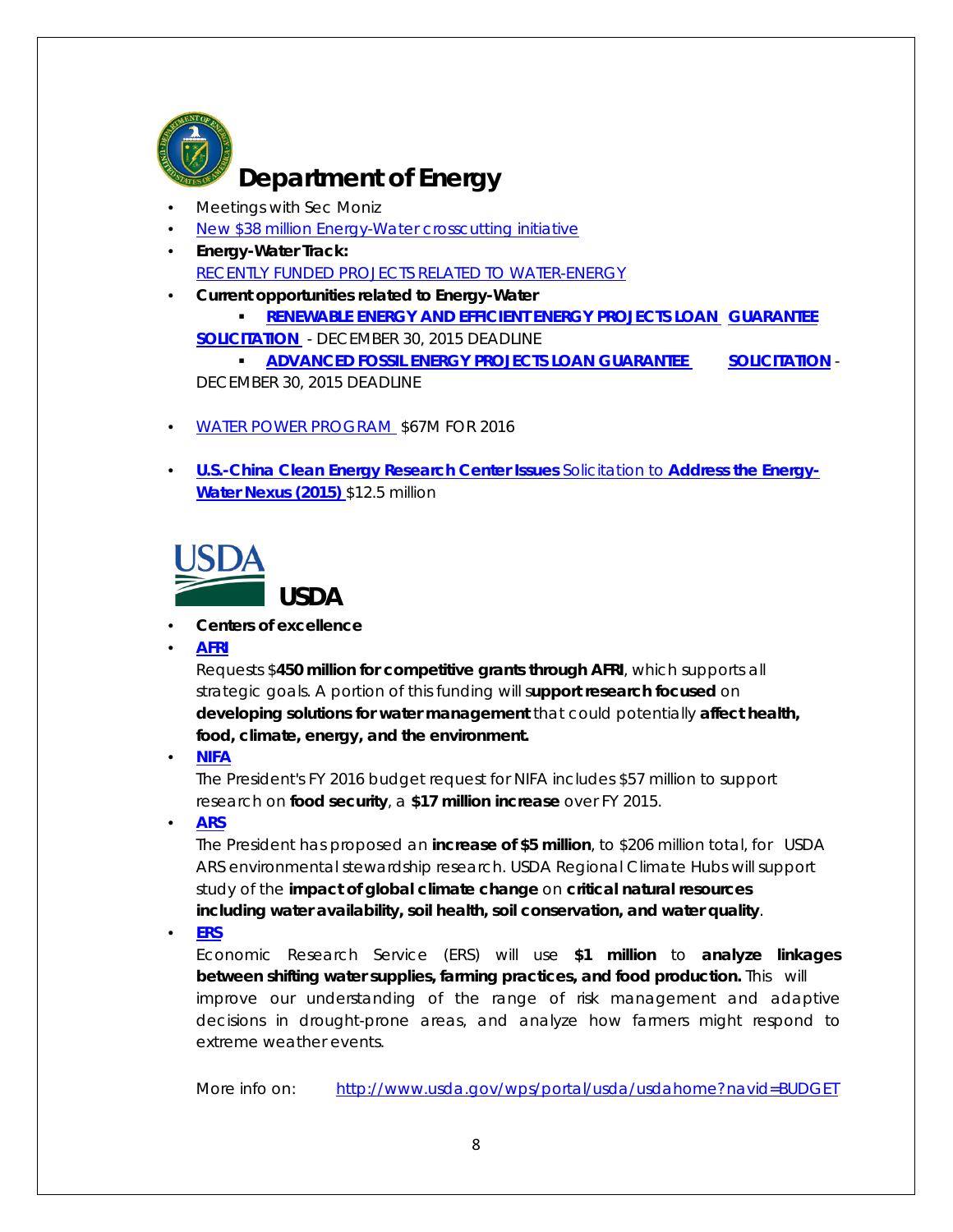## Department of Energy

- Meetings with Sec Moniz
- New $38 million Energy-Water crosscutting initiative
- **Energy-Water Track:**
  RECENTLY FUNDED PROJECTS RELATED TO WATER-ENERGY
- **Current opportunities related to Energy-Water**
  - **RENEWABLE ENERGY AND EFFICIENT ENERGY PROJECTS LOAN GUARANTEE SOLICITATION** - DECEMBER 30, 2015 DEADLINE
  - **ADVANCED FOSSIL ENERGY PROJECTS LOAN GUARANTEE SOLICITATION** - DECEMBER 30, 2015 DEADLINE
- WATER POWER PROGRAM $67M FOR 2016
- **U.S.-China Clean Energy Research Center Issues** Solicitation to **Address the Energy-Water Nexus (2015)** $12.5 million

## USDA

- **Centers of excellence**
- **AFRI**
  Requests $**450 million for competitive grants through AFRI**, which supports all strategic goals. A portion of this funding will s**upport research focused** on **developing solutions for water management** that could potentially **affect health, food, climate, energy, and the environment.**
- **NIFA**
  The President's FY 2016 budget request for NIFA includes $57 million to support research on **food security**, a **$17 million increase** over FY 2015.
- **ARS**
  The President has proposed an **increase of $5 million**, to $206 million total, for USDA ARS environmental stewardship research. USDA Regional Climate Hubs will support study of the **impact of global climate change** on **critical natural resources including water availability, soil health, soil conservation, and water quality**.
- **ERS**
  Economic Research Service (ERS) will use **$1 million** to **analyze linkages between shifting water supplies, farming practices, and food production.** This will improve our understanding of the range of risk management and adaptive decisions in drought-prone areas, and analyze how farmers might respond to extreme weather events.

More info on: http://www.usda.gov/wps/portal/usda/usdahome?navid=BUDGET